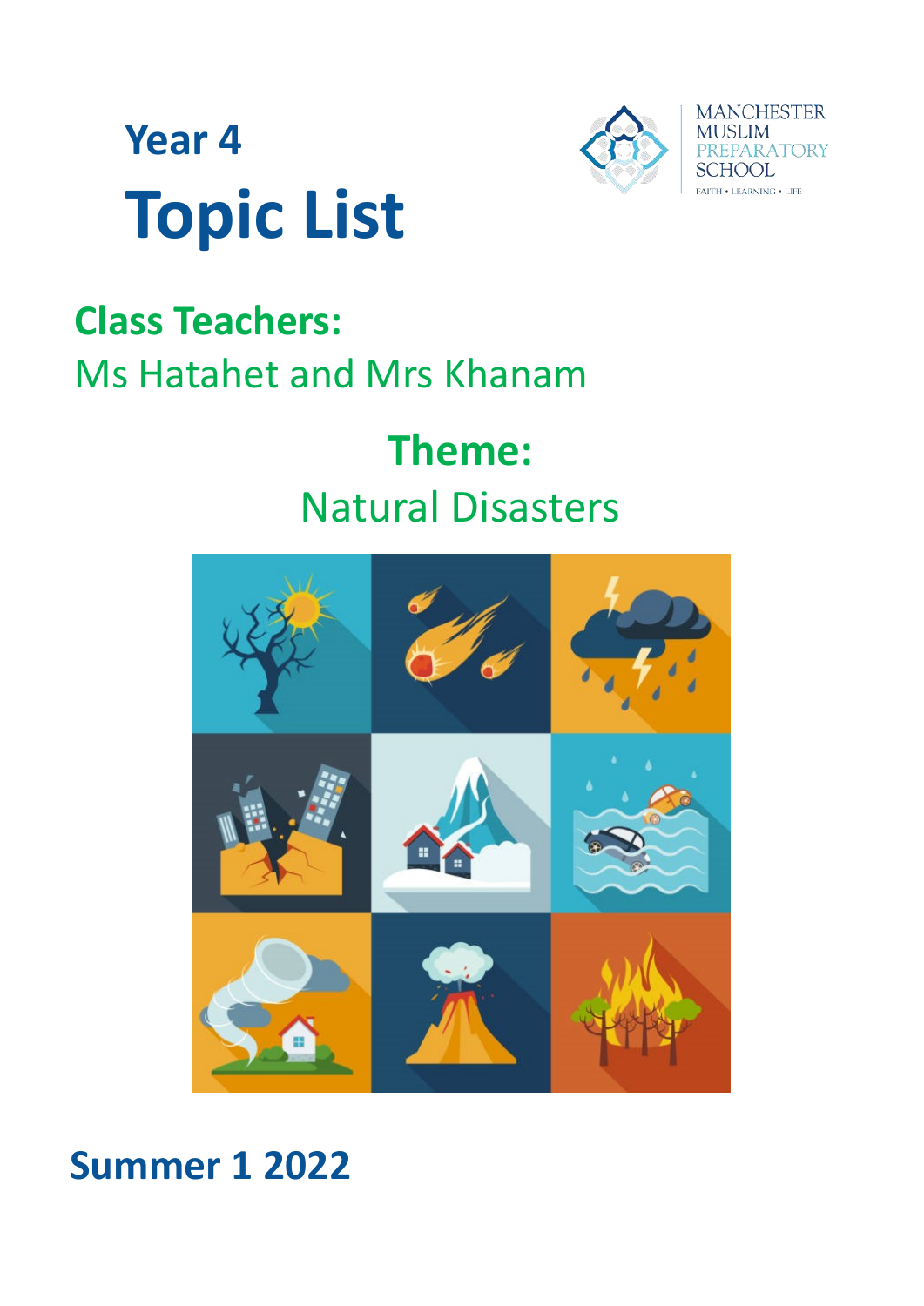# Year 4

# Topic List

MANCHESTER MUSLIM PREPARATORY SCHOOL

FAITH • LEARNING • LIFE

## Class Teachers:

Ms Hatahet and Mrs Khanam

## Theme:

Natural Disasters

## Summer 1 2022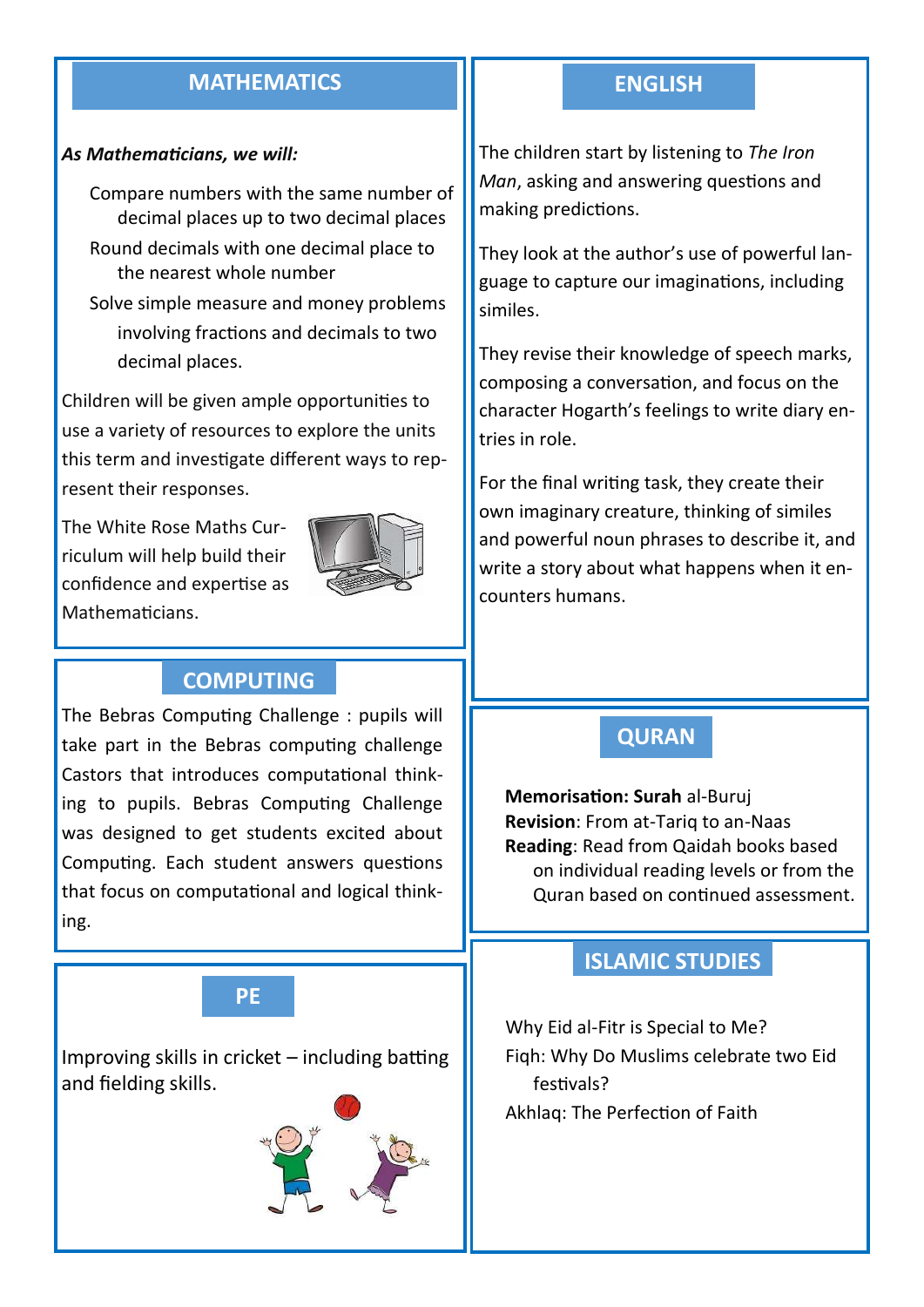## MATHEMATICS

***As Mathematicians, we will:***

- Compare numbers with the same number of decimal places up to two decimal places
- Round decimals with one decimal place to the nearest whole number
- Solve simple measure and money problems involving fractions and decimals to two decimal places.

Children will be given ample opportunities to use a variety of resources to explore the units this term and investigate different ways to represent their responses.

The White Rose Maths Curriculum will help build their confidence and expertise as Mathematicians.

## ENGLISH

The children start by listening to *The Iron Man*, asking and answering questions and making predictions.

They look at the author's use of powerful language to capture our imaginations, including similes.

They revise their knowledge of speech marks, composing a conversation, and focus on the character Hogarth's feelings to write diary entries in role.

For the final writing task, they create their own imaginary creature, thinking of similes and powerful noun phrases to describe it, and write a story about what happens when it encounters humans.

## COMPUTING

The Bebras Computing Challenge : pupils will take part in the Bebras computing challenge Castors that introduces computational thinking to pupils. Bebras Computing Challenge was designed to get students excited about Computing. Each student answers questions that focus on computational and logical thinking.

## QURAN

**Memorisation: Surah** al-Buruj
**Revision**: From at-Tariq to an-Naas
**Reading**: Read from Qaidah books based on individual reading levels or from the Quran based on continued assessment.

## PE

Improving skills in cricket – including batting and fielding skills.

## ISLAMIC STUDIES

Why Eid al-Fitr is Special to Me?
Fiqh: Why Do Muslims celebrate two Eid festivals?
Akhlaq: The Perfection of Faith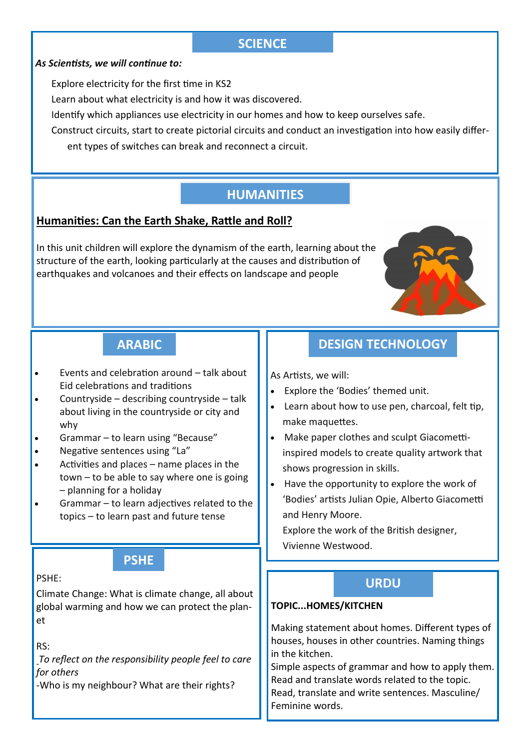## SCIENCE

***As Scientists, we will continue to:***

Explore electricity for the first time in KS2

Learn about what electricity is and how it was discovered.

Identify which appliances use electricity in our homes and how to keep ourselves safe.

Construct circuits, start to create pictorial circuits and conduct an investigation into how easily different types of switches can break and reconnect a circuit.

## HUMANITIES

**Humanities: Can the Earth Shake, Rattle and Roll?**

In this unit children will explore the dynamism of the earth, learning about the structure of the earth, looking particularly at the causes and distribution of earthquakes and volcanoes and their effects on landscape and people

## ARABIC

- Events and celebration around – talk about Eid celebrations and traditions
- Countryside – describing countryside – talk about living in the countryside or city and why
- Grammar – to learn using "Because"
- Negative sentences using "La"
- Activities and places – name places in the town – to be able to say where one is going – planning for a holiday
- Grammar – to learn adjectives related to the topics – to learn past and future tense

## PSHE

PSHE:

Climate Change: What is climate change, all about global warming and how we can protect the planet

RS:

*To reflect on the responsibility people feel to care for others*

-Who is my neighbour? What are their rights?

## DESIGN TECHNOLOGY

As Artists, we will:

- Explore the 'Bodies' themed unit.
- Learn about how to use pen, charcoal, felt tip, make maquettes.
- Make paper clothes and sculpt Giacometti-inspired models to create quality artwork that shows progression in skills.
- Have the opportunity to explore the work of 'Bodies' artists Julian Opie, Alberto Giacometti and Henry Moore.

  Explore the work of the British designer, Vivienne Westwood.

## URDU

**TOPIC...HOMES/KITCHEN**

Making statement about homes. Different types of houses, houses in other countries. Naming things in the kitchen.

Simple aspects of grammar and how to apply them.

Read and translate words related to the topic.

Read, translate and write sentences. Masculine/Feminine words.